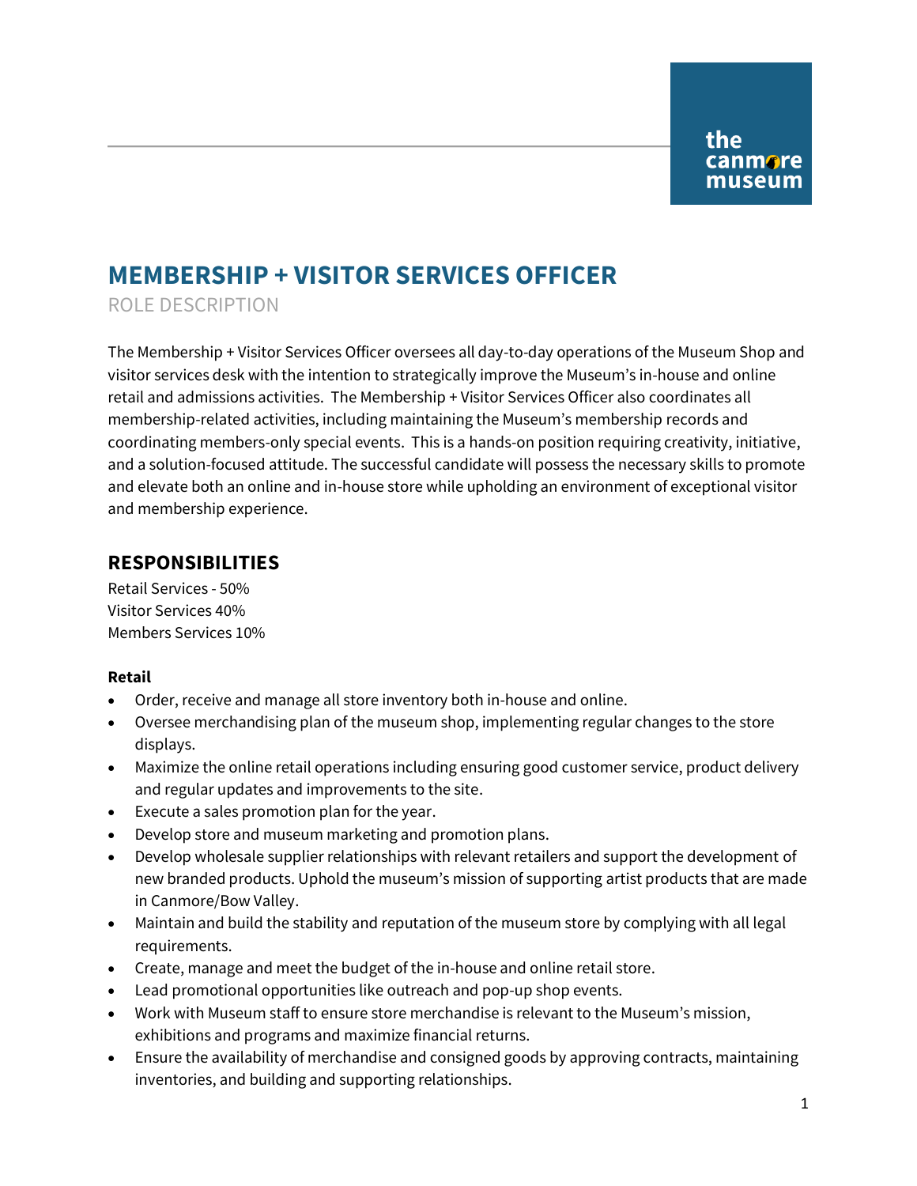# MEMBERSHIP + VISITOR SERVICES OFFICER

ROLE DESCRIPTION

The Membership + Visitor Services Officer oversees all day-to-day operations of the Museum Shop and visitor services desk with the intention to strategically improve the Museum's in-house and online retail and admissions activities. The Membership + Visitor Services Officer also coordinates all membership-related activities, including maintaining the Museum's membership records and coordinating members-only special events. This is a hands-on position requiring creativity, initiative, and a solution-focused attitude. The successful candidate will possess the necessary skills to promote and elevate both an online and in-house store while upholding an environment of exceptional visitor and membership experience.

## RESPONSIBILITIES

Retail Services - 50%
Visitor Services 40%
Members Services 10%

**Retail**

- Order, receive and manage all store inventory both in-house and online.
- Oversee merchandising plan of the museum shop, implementing regular changes to the store displays.
- Maximize the online retail operations including ensuring good customer service, product delivery and regular updates and improvements to the site.
- Execute a sales promotion plan for the year.
- Develop store and museum marketing and promotion plans.
- Develop wholesale supplier relationships with relevant retailers and support the development of new branded products. Uphold the museum's mission of supporting artist products that are made in Canmore/Bow Valley.
- Maintain and build the stability and reputation of the museum store by complying with all legal requirements.
- Create, manage and meet the budget of the in-house and online retail store.
- Lead promotional opportunities like outreach and pop-up shop events.
- Work with Museum staff to ensure store merchandise is relevant to the Museum's mission, exhibitions and programs and maximize financial returns.
- Ensure the availability of merchandise and consigned goods by approving contracts, maintaining inventories, and building and supporting relationships.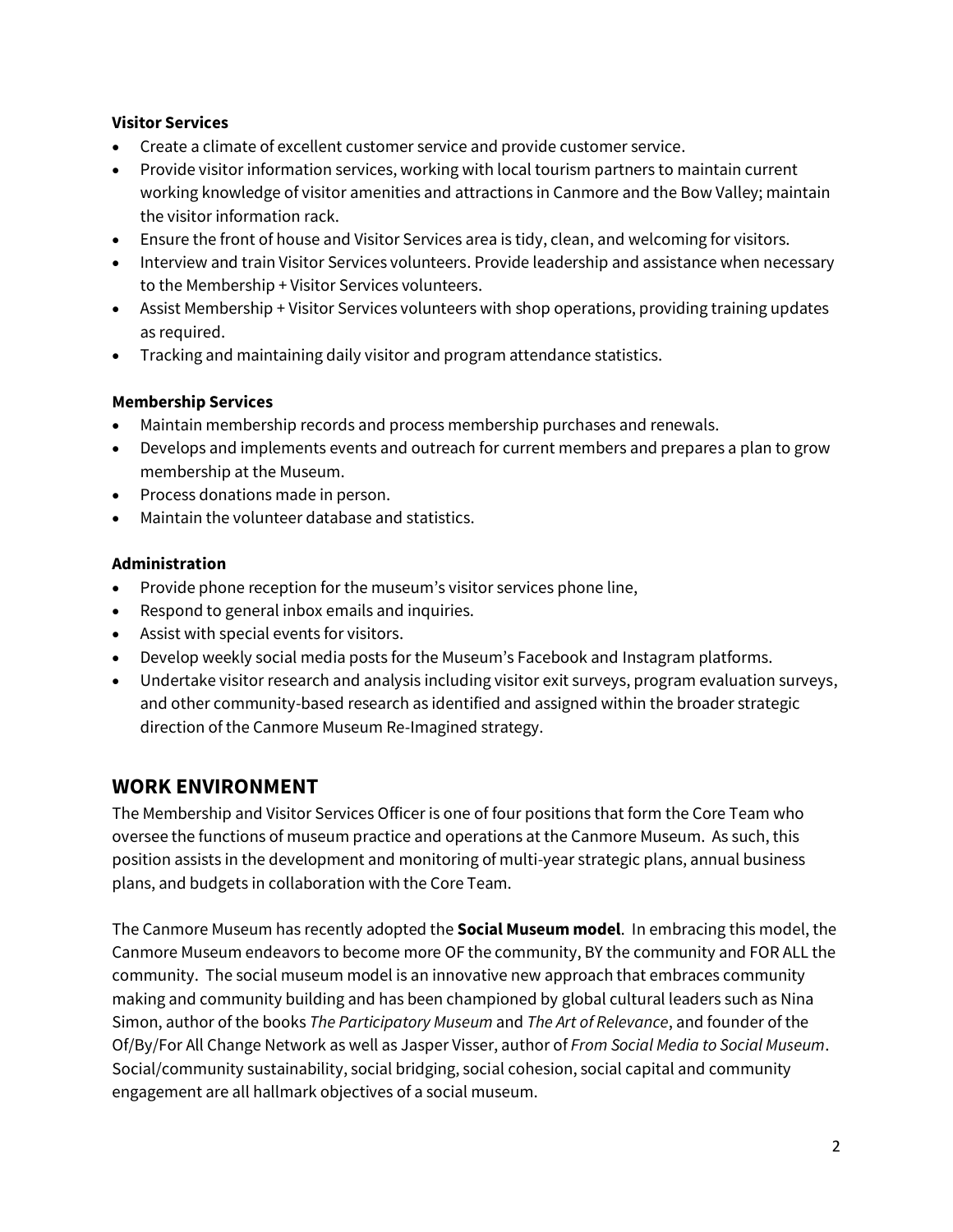**Visitor Services**

- Create a climate of excellent customer service and provide customer service.
- Provide visitor information services, working with local tourism partners to maintain current working knowledge of visitor amenities and attractions in Canmore and the Bow Valley; maintain the visitor information rack.
- Ensure the front of house and Visitor Services area is tidy, clean, and welcoming for visitors.
- Interview and train Visitor Services volunteers. Provide leadership and assistance when necessary to the Membership + Visitor Services volunteers.
- Assist Membership + Visitor Services volunteers with shop operations, providing training updates as required.
- Tracking and maintaining daily visitor and program attendance statistics.

**Membership Services**

- Maintain membership records and process membership purchases and renewals.
- Develops and implements events and outreach for current members and prepares a plan to grow membership at the Museum.
- Process donations made in person.
- Maintain the volunteer database and statistics.

**Administration**

- Provide phone reception for the museum's visitor services phone line,
- Respond to general inbox emails and inquiries.
- Assist with special events for visitors.
- Develop weekly social media posts for the Museum's Facebook and Instagram platforms.
- Undertake visitor research and analysis including visitor exit surveys, program evaluation surveys, and other community-based research as identified and assigned within the broader strategic direction of the Canmore Museum Re-Imagined strategy.

## WORK ENVIRONMENT

The Membership and Visitor Services Officer is one of four positions that form the Core Team who oversee the functions of museum practice and operations at the Canmore Museum. As such, this position assists in the development and monitoring of multi-year strategic plans, annual business plans, and budgets in collaboration with the Core Team.

The Canmore Museum has recently adopted the **Social Museum model**. In embracing this model, the Canmore Museum endeavors to become more OF the community, BY the community and FOR ALL the community. The social museum model is an innovative new approach that embraces community making and community building and has been championed by global cultural leaders such as Nina Simon, author of the books *The Participatory Museum* and *The Art of Relevance*, and founder of the Of/By/For All Change Network as well as Jasper Visser, author of *From Social Media to Social Museum*. Social/community sustainability, social bridging, social cohesion, social capital and community engagement are all hallmark objectives of a social museum.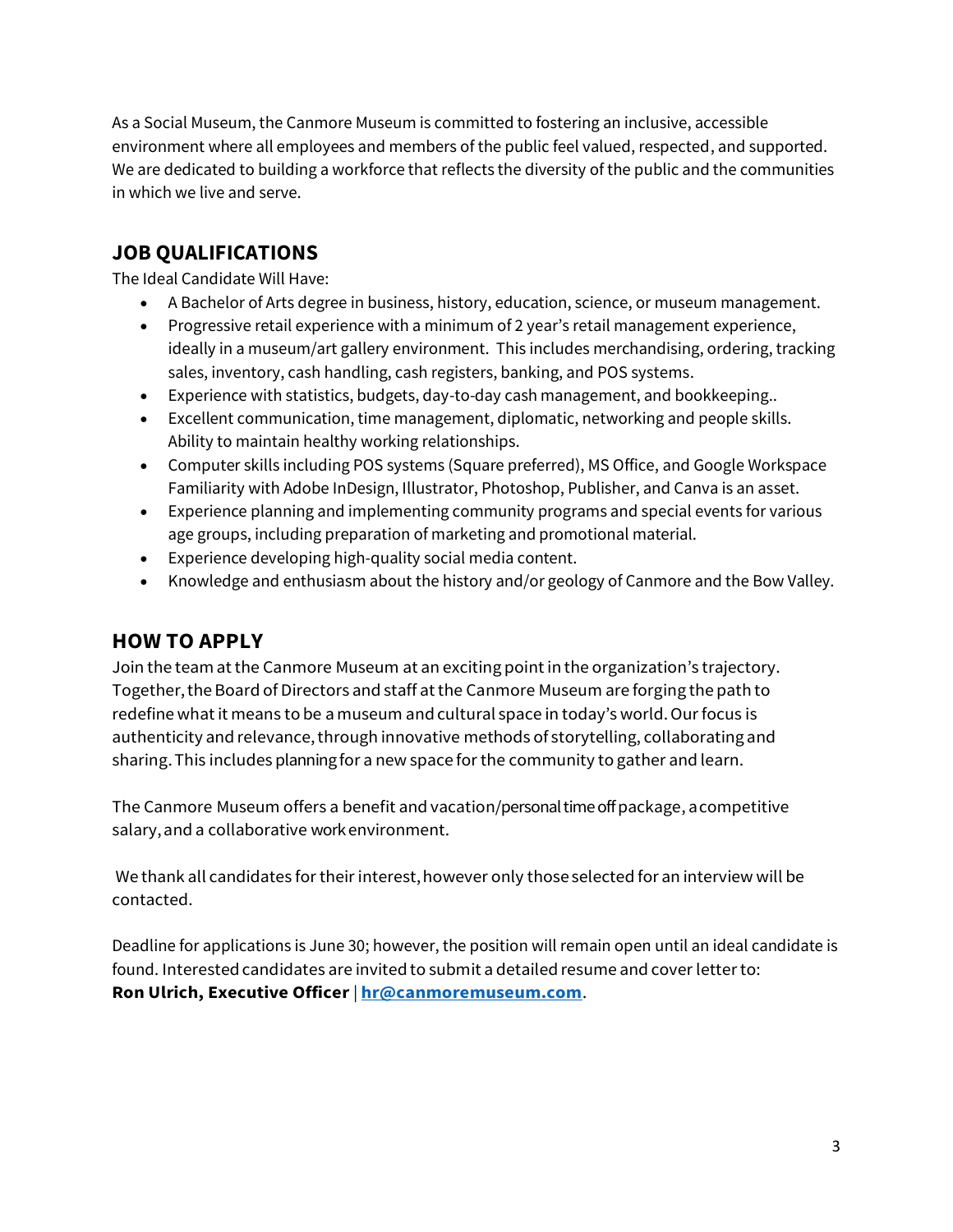As a Social Museum, the Canmore Museum is committed to fostering an inclusive, accessible environment where all employees and members of the public feel valued, respected, and supported. We are dedicated to building a workforce that reflects the diversity of the public and the communities in which we live and serve.

## JOB QUALIFICATIONS

The Ideal Candidate Will Have:

- A Bachelor of Arts degree in business, history, education, science, or museum management.
- Progressive retail experience with a minimum of 2 year's retail management experience, ideally in a museum/art gallery environment. This includes merchandising, ordering, tracking sales, inventory, cash handling, cash registers, banking, and POS systems.
- Experience with statistics, budgets, day-to-day cash management, and bookkeeping..
- Excellent communication, time management, diplomatic, networking and people skills. Ability to maintain healthy working relationships.
- Computer skills including POS systems (Square preferred), MS Office, and Google Workspace Familiarity with Adobe InDesign, Illustrator, Photoshop, Publisher, and Canva is an asset.
- Experience planning and implementing community programs and special events for various age groups, including preparation of marketing and promotional material.
- Experience developing high-quality social media content.
- Knowledge and enthusiasm about the history and/or geology of Canmore and the Bow Valley.

## HOW TO APPLY

Join the team at the Canmore Museum at an exciting point in the organization's trajectory. Together, the Board of Directors and staff at the Canmore Museum are forging the path to redefine what it means to be a museum and cultural space in today's world. Our focus is authenticity and relevance, through innovative methods of storytelling, collaborating and sharing. This includes planning for a new space for the community to gather and learn.

The Canmore Museum offers a benefit and vacation/personal time off package, a competitive salary, and a collaborative work environment.

We thank all candidates for their interest, however only those selected for an interview will be contacted.

Deadline for applications is June 30; however, the position will remain open until an ideal candidate is found. Interested candidates are invited to submit a detailed resume and cover letter to:
**Ron Ulrich, Executive Officer** | **hr@canmoremuseum.com**.